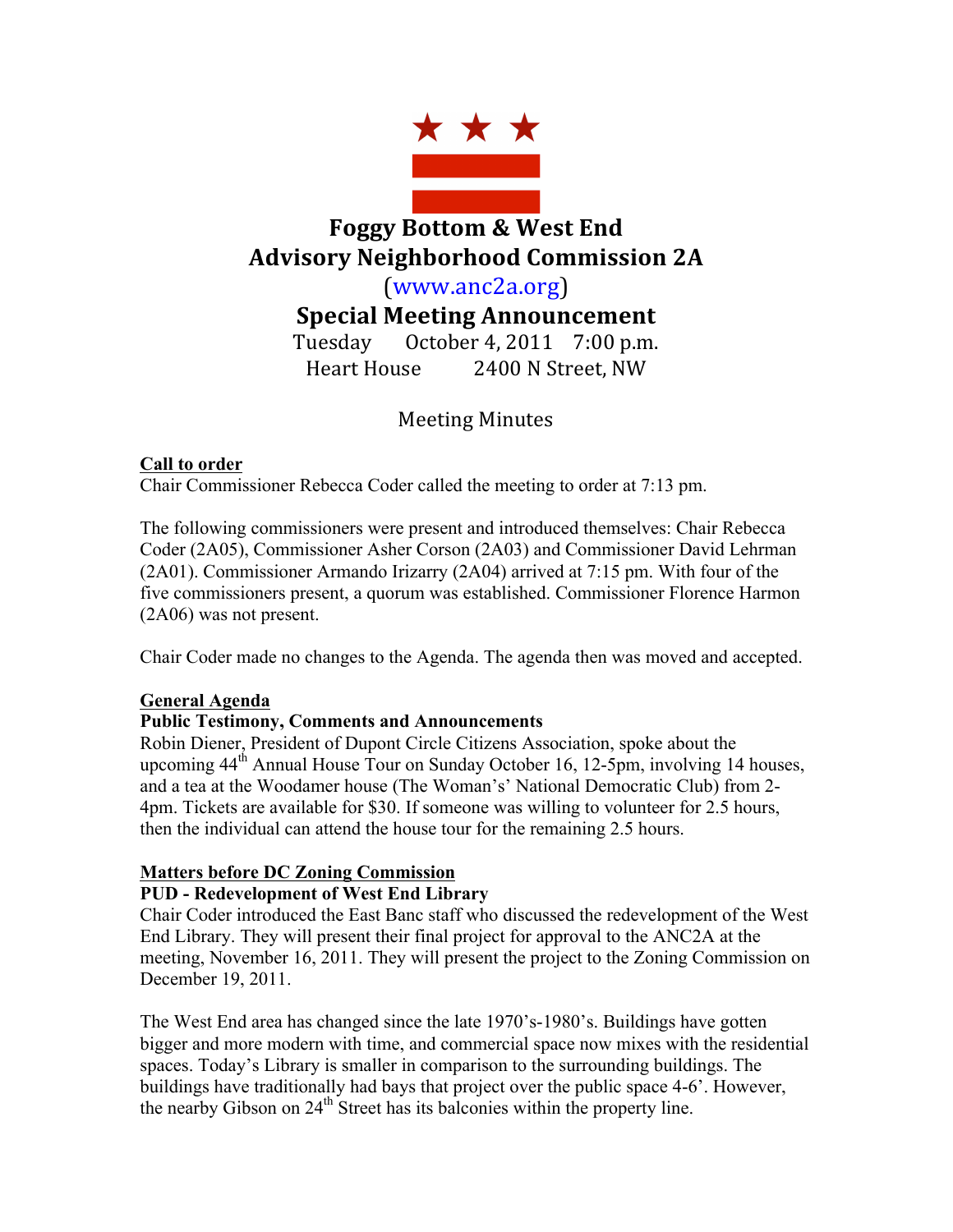# Foggy Bottom & West End
# Advisory Neighborhood Commission 2A

(www.anc2a.org)

## Special Meeting Announcement

Tuesday October 4, 2011 7:00 p.m.

Heart House 2400 N Street, NW

Meeting Minutes

**Call to order**

Chair Commissioner Rebecca Coder called the meeting to order at 7:13 pm.

The following commissioners were present and introduced themselves: Chair Rebecca Coder (2A05), Commissioner Asher Corson (2A03) and Commissioner David Lehrman (2A01). Commissioner Armando Irizarry (2A04) arrived at 7:15 pm. With four of the five commissioners present, a quorum was established. Commissioner Florence Harmon (2A06) was not present.

Chair Coder made no changes to the Agenda. The agenda then was moved and accepted.

**General Agenda**

**Public Testimony, Comments and Announcements**

Robin Diener, President of Dupont Circle Citizens Association, spoke about the upcoming 44th Annual House Tour on Sunday October 16, 12-5pm, involving 14 houses, and a tea at the Woodamer house (The Woman's' National Democratic Club) from 2-4pm. Tickets are available for $30. If someone was willing to volunteer for 2.5 hours, then the individual can attend the house tour for the remaining 2.5 hours.

**Matters before DC Zoning Commission**

**PUD - Redevelopment of West End Library**

Chair Coder introduced the East Banc staff who discussed the redevelopment of the West End Library. They will present their final project for approval to the ANC2A at the meeting, November 16, 2011. They will present the project to the Zoning Commission on December 19, 2011.

The West End area has changed since the late 1970's-1980's. Buildings have gotten bigger and more modern with time, and commercial space now mixes with the residential spaces. Today's Library is smaller in comparison to the surrounding buildings. The buildings have traditionally had bays that project over the public space 4-6'. However, the nearby Gibson on 24th Street has its balconies within the property line.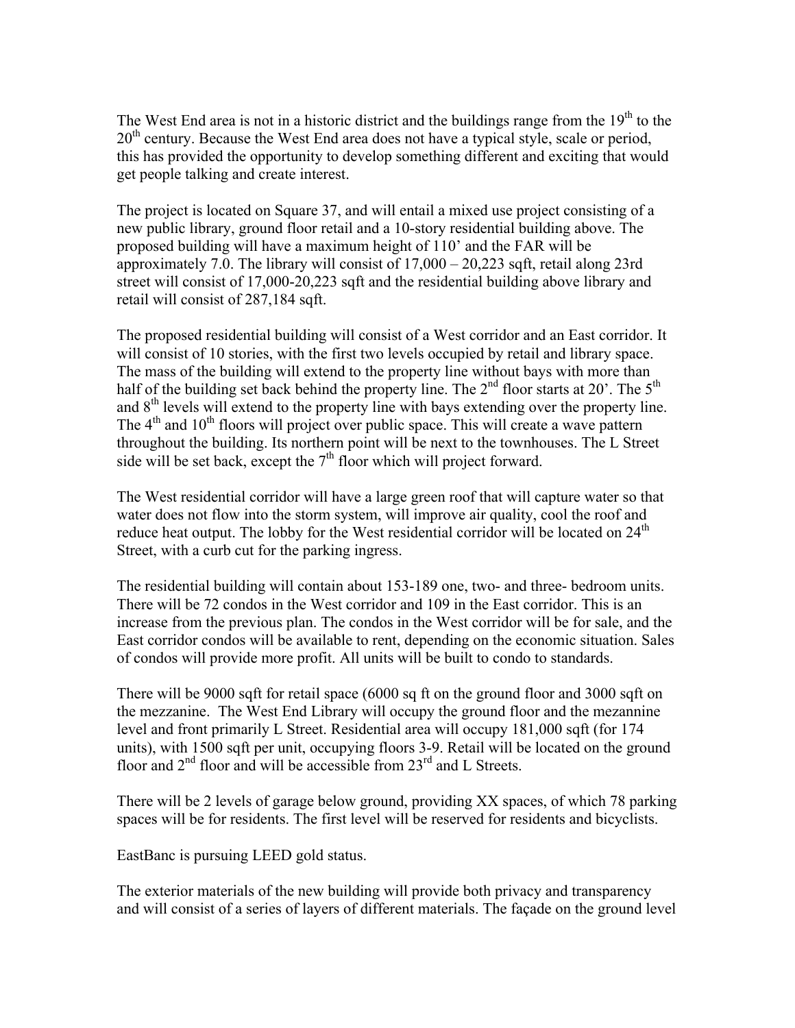The West End area is not in a historic district and the buildings range from the 19th to the 20th century. Because the West End area does not have a typical style, scale or period, this has provided the opportunity to develop something different and exciting that would get people talking and create interest.

The project is located on Square 37, and will entail a mixed use project consisting of a new public library, ground floor retail and a 10-story residential building above. The proposed building will have a maximum height of 110' and the FAR will be approximately 7.0. The library will consist of 17,000 – 20,223 sqft, retail along 23rd street will consist of 17,000-20,223 sqft and the residential building above library and retail will consist of 287,184 sqft.

The proposed residential building will consist of a West corridor and an East corridor. It will consist of 10 stories, with the first two levels occupied by retail and library space. The mass of the building will extend to the property line without bays with more than half of the building set back behind the property line. The 2nd floor starts at 20'. The 5th and 8th levels will extend to the property line with bays extending over the property line. The 4th and 10th floors will project over public space. This will create a wave pattern throughout the building. Its northern point will be next to the townhouses. The L Street side will be set back, except the 7th floor which will project forward.

The West residential corridor will have a large green roof that will capture water so that water does not flow into the storm system, will improve air quality, cool the roof and reduce heat output. The lobby for the West residential corridor will be located on 24th Street, with a curb cut for the parking ingress.

The residential building will contain about 153-189 one, two- and three- bedroom units. There will be 72 condos in the West corridor and 109 in the East corridor. This is an increase from the previous plan. The condos in the West corridor will be for sale, and the East corridor condos will be available to rent, depending on the economic situation. Sales of condos will provide more profit. All units will be built to condo to standards.

There will be 9000 sqft for retail space (6000 sq ft on the ground floor and 3000 sqft on the mezzanine. The West End Library will occupy the ground floor and the mezzannine level and front primarily L Street. Residential area will occupy 181,000 sqft (for 174 units), with 1500 sqft per unit, occupying floors 3-9. Retail will be located on the ground floor and 2nd floor and will be accessible from 23rd and L Streets.

There will be 2 levels of garage below ground, providing XX spaces, of which 78 parking spaces will be for residents. The first level will be reserved for residents and bicyclists.

EastBanc is pursuing LEED gold status.

The exterior materials of the new building will provide both privacy and transparency and will consist of a series of layers of different materials. The façade on the ground level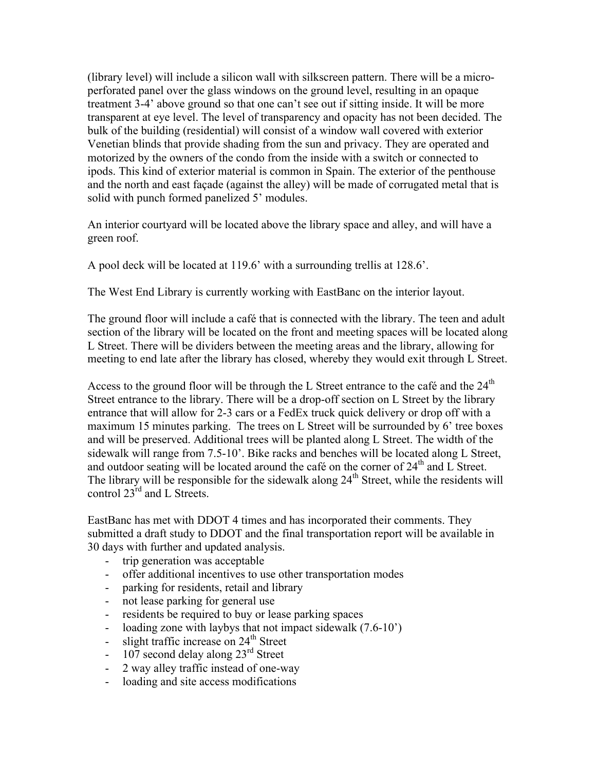(library level) will include a silicon wall with silkscreen pattern. There will be a micro-perforated panel over the glass windows on the ground level, resulting in an opaque treatment 3-4' above ground so that one can't see out if sitting inside. It will be more transparent at eye level. The level of transparency and opacity has not been decided. The bulk of the building (residential) will consist of a window wall covered with exterior Venetian blinds that provide shading from the sun and privacy. They are operated and motorized by the owners of the condo from the inside with a switch or connected to ipods. This kind of exterior material is common in Spain. The exterior of the penthouse and the north and east façade (against the alley) will be made of corrugated metal that is solid with punch formed panelized 5' modules.

An interior courtyard will be located above the library space and alley, and will have a green roof.

A pool deck will be located at 119.6' with a surrounding trellis at 128.6'.

The West End Library is currently working with EastBanc on the interior layout.

The ground floor will include a café that is connected with the library. The teen and adult section of the library will be located on the front and meeting spaces will be located along L Street. There will be dividers between the meeting areas and the library, allowing for meeting to end late after the library has closed, whereby they would exit through L Street.

Access to the ground floor will be through the L Street entrance to the café and the 24th Street entrance to the library. There will be a drop-off section on L Street by the library entrance that will allow for 2-3 cars or a FedEx truck quick delivery or drop off with a maximum 15 minutes parking. The trees on L Street will be surrounded by 6' tree boxes and will be preserved. Additional trees will be planted along L Street. The width of the sidewalk will range from 7.5-10'. Bike racks and benches will be located along L Street, and outdoor seating will be located around the café on the corner of 24th and L Street. The library will be responsible for the sidewalk along 24th Street, while the residents will control 23rd and L Streets.

EastBanc has met with DDOT 4 times and has incorporated their comments. They submitted a draft study to DDOT and the final transportation report will be available in 30 days with further and updated analysis.

- trip generation was acceptable
- offer additional incentives to use other transportation modes
- parking for residents, retail and library
- not lease parking for general use
- residents be required to buy or lease parking spaces
- loading zone with laybys that not impact sidewalk (7.6-10')
- slight traffic increase on 24th Street
- 107 second delay along 23rd Street
- 2 way alley traffic instead of one-way
- loading and site access modifications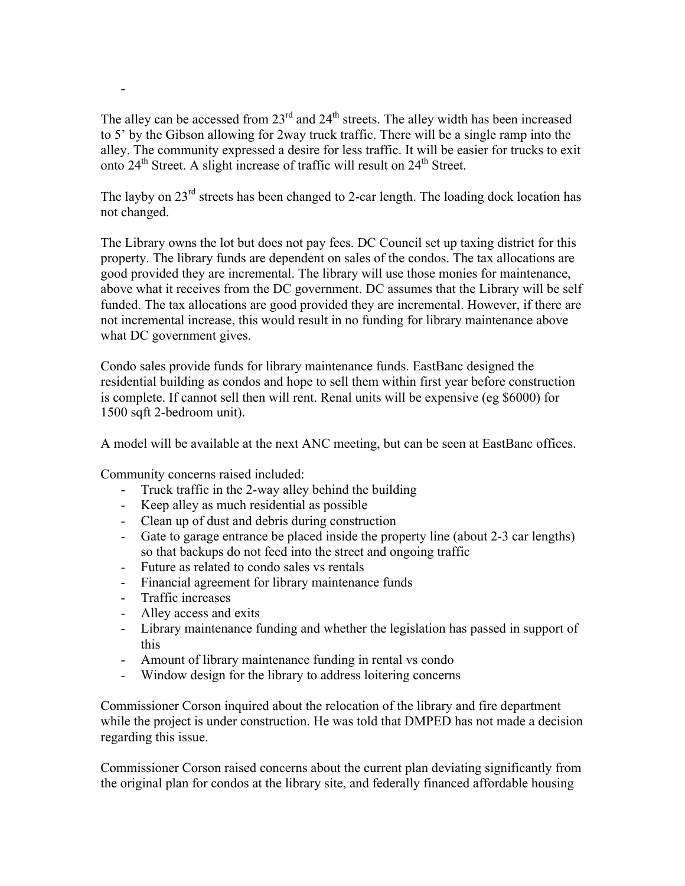-

The alley can be accessed from 23rd and 24th streets. The alley width has been increased to 5' by the Gibson allowing for 2way truck traffic. There will be a single ramp into the alley. The community expressed a desire for less traffic. It will be easier for trucks to exit onto 24th Street. A slight increase of traffic will result on 24th Street.

The layby on 23rd streets has been changed to 2-car length. The loading dock location has not changed.

The Library owns the lot but does not pay fees. DC Council set up taxing district for this property. The library funds are dependent on sales of the condos. The tax allocations are good provided they are incremental. The library will use those monies for maintenance, above what it receives from the DC government. DC assumes that the Library will be self funded. The tax allocations are good provided they are incremental. However, if there are not incremental increase, this would result in no funding for library maintenance above what DC government gives.

Condo sales provide funds for library maintenance funds. EastBanc designed the residential building as condos and hope to sell them within first year before construction is complete. If cannot sell then will rent. Renal units will be expensive (eg $6000) for 1500 sqft 2-bedroom unit).

A model will be available at the next ANC meeting, but can be seen at EastBanc offices.

Community concerns raised included:

- Truck traffic in the 2-way alley behind the building
- Keep alley as much residential as possible
- Clean up of dust and debris during construction
- Gate to garage entrance be placed inside the property line (about 2-3 car lengths) so that backups do not feed into the street and ongoing traffic
- Future as related to condo sales vs rentals
- Financial agreement for library maintenance funds
- Traffic increases
- Alley access and exits
- Library maintenance funding and whether the legislation has passed in support of this
- Amount of library maintenance funding in rental vs condo
- Window design for the library to address loitering concerns

Commissioner Corson inquired about the relocation of the library and fire department while the project is under construction. He was told that DMPED has not made a decision regarding this issue.

Commissioner Corson raised concerns about the current plan deviating significantly from the original plan for condos at the library site, and federally financed affordable housing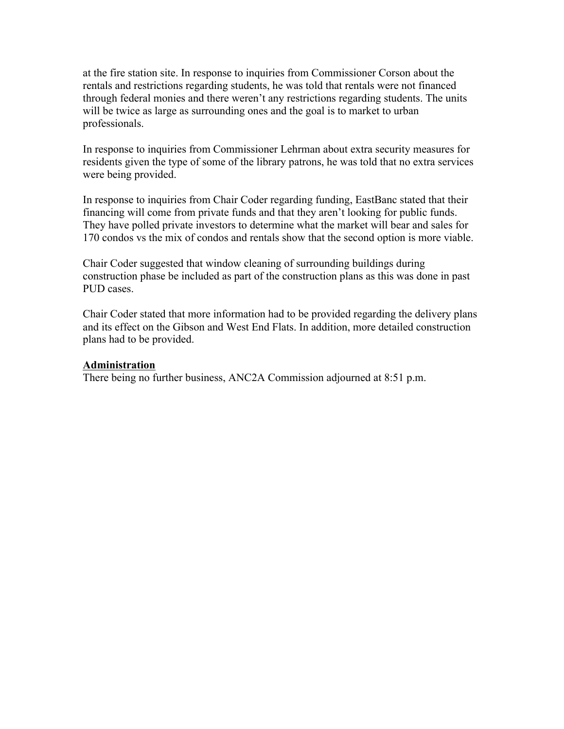at the fire station site. In response to inquiries from Commissioner Corson about the rentals and restrictions regarding students, he was told that rentals were not financed through federal monies and there weren't any restrictions regarding students. The units will be twice as large as surrounding ones and the goal is to market to urban professionals.

In response to inquiries from Commissioner Lehrman about extra security measures for residents given the type of some of the library patrons, he was told that no extra services were being provided.

In response to inquiries from Chair Coder regarding funding, EastBanc stated that their financing will come from private funds and that they aren't looking for public funds. They have polled private investors to determine what the market will bear and sales for 170 condos vs the mix of condos and rentals show that the second option is more viable.

Chair Coder suggested that window cleaning of surrounding buildings during construction phase be included as part of the construction plans as this was done in past PUD cases.

Chair Coder stated that more information had to be provided regarding the delivery plans and its effect on the Gibson and West End Flats. In addition, more detailed construction plans had to be provided.

**Administration**

There being no further business, ANC2A Commission adjourned at 8:51 p.m.